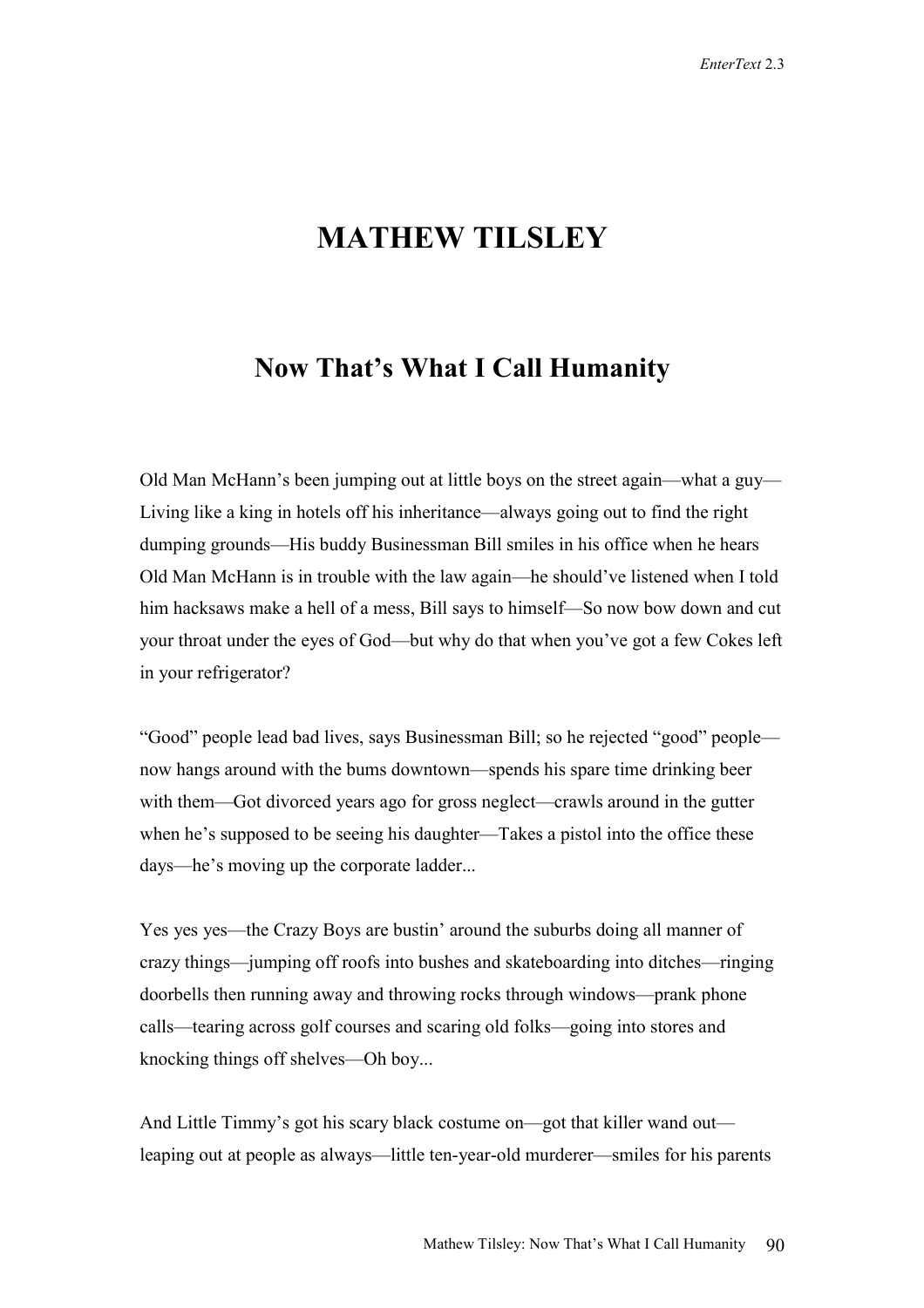# MATHEW TILSLEY

## Now That's What I Call Humanity

Old Man McHann's been jumping out at little boys on the street again—what a guy—Living like a king in hotels off his inheritance—always going out to find the right dumping grounds—His buddy Businessman Bill smiles in his office when he hears Old Man McHann is in trouble with the law again—he should've listened when I told him hacksaws make a hell of a mess, Bill says to himself—So now bow down and cut your throat under the eyes of God—but why do that when you've got a few Cokes left in your refrigerator?

"Good" people lead bad lives, says Businessman Bill; so he rejected "good" people—now hangs around with the bums downtown—spends his spare time drinking beer with them—Got divorced years ago for gross neglect—crawls around in the gutter when he's supposed to be seeing his daughter—Takes a pistol into the office these days—he's moving up the corporate ladder...

Yes yes yes—the Crazy Boys are bustin' around the suburbs doing all manner of crazy things—jumping off roofs into bushes and skateboarding into ditches—ringing doorbells then running away and throwing rocks through windows—prank phone calls—tearing across golf courses and scaring old folks—going into stores and knocking things off shelves—Oh boy...

And Little Timmy's got his scary black costume on—got that killer wand out—leaping out at people as always—little ten-year-old murderer—smiles for his parents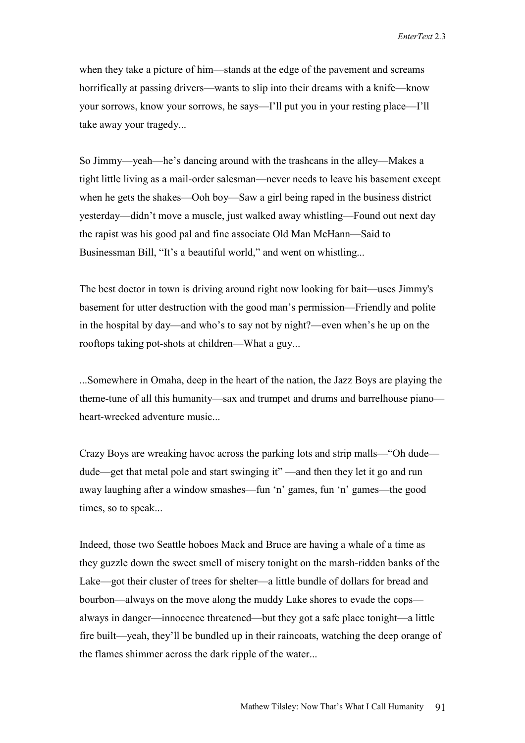when they take a picture of him—stands at the edge of the pavement and screams horrifically at passing drivers—wants to slip into their dreams with a knife—know your sorrows, know your sorrows, he says—I'll put you in your resting place—I'll take away your tragedy...

So Jimmy—yeah—he's dancing around with the trashcans in the alley—Makes a tight little living as a mail-order salesman—never needs to leave his basement except when he gets the shakes—Ooh boy—Saw a girl being raped in the business district yesterday—didn't move a muscle, just walked away whistling—Found out next day the rapist was his good pal and fine associate Old Man McHann—Said to Businessman Bill, "It's a beautiful world," and went on whistling...

The best doctor in town is driving around right now looking for bait—uses Jimmy's basement for utter destruction with the good man's permission—Friendly and polite in the hospital by day—and who's to say not by night?—even when's he up on the rooftops taking pot-shots at children—What a guy...

...Somewhere in Omaha, deep in the heart of the nation, the Jazz Boys are playing the theme-tune of all this humanity—sax and trumpet and drums and barrelhouse piano—heart-wrecked adventure music...

Crazy Boys are wreaking havoc across the parking lots and strip malls—"Oh dude—dude—get that metal pole and start swinging it" —and then they let it go and run away laughing after a window smashes—fun 'n' games, fun 'n' games—the good times, so to speak...

Indeed, those two Seattle hoboes Mack and Bruce are having a whale of a time as they guzzle down the sweet smell of misery tonight on the marsh-ridden banks of the Lake—got their cluster of trees for shelter—a little bundle of dollars for bread and bourbon—always on the move along the muddy Lake shores to evade the cops—always in danger—innocence threatened—but they got a safe place tonight—a little fire built—yeah, they'll be bundled up in their raincoats, watching the deep orange of the flames shimmer across the dark ripple of the water...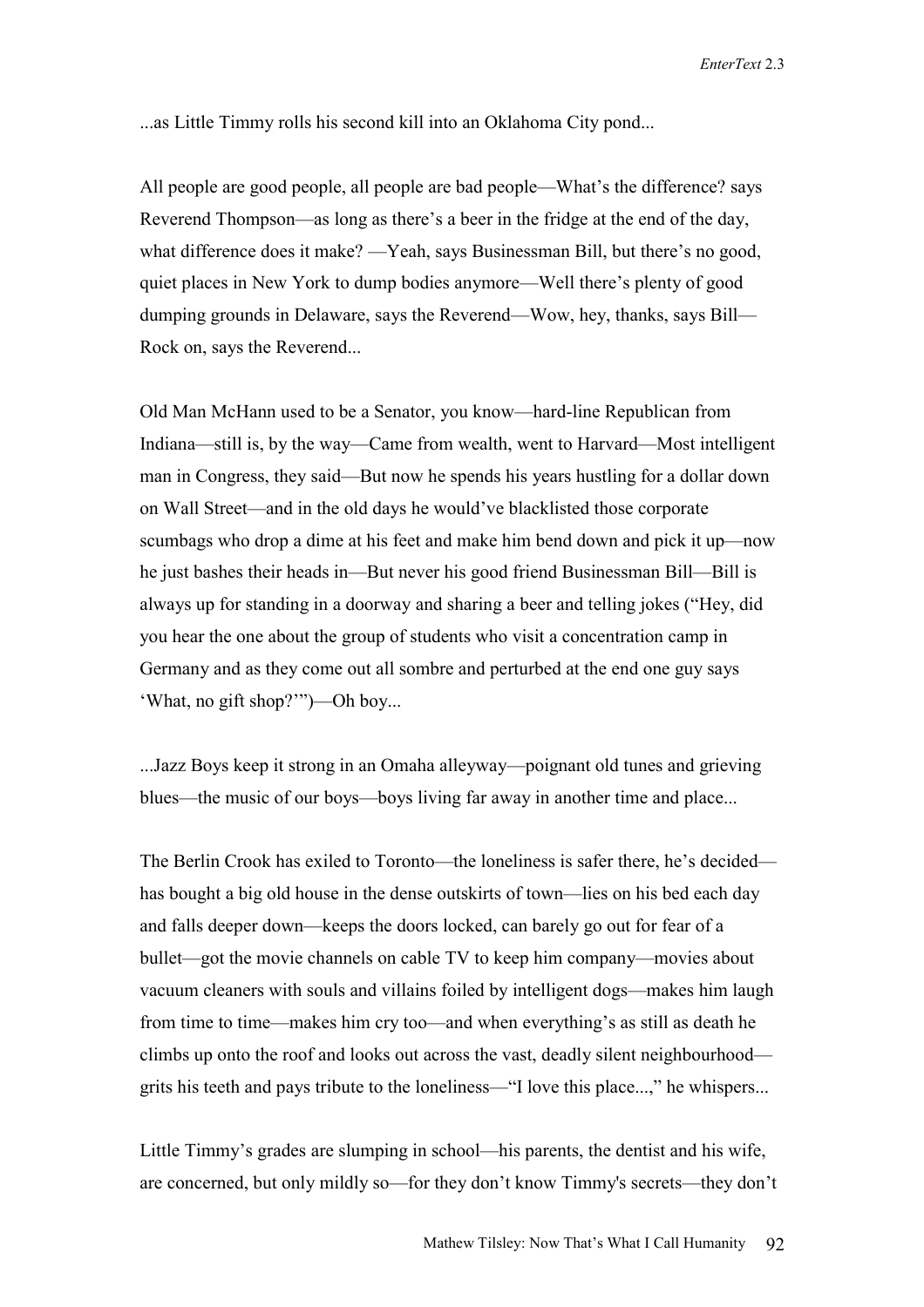...as Little Timmy rolls his second kill into an Oklahoma City pond...

All people are good people, all people are bad people—What's the difference? says Reverend Thompson—as long as there's a beer in the fridge at the end of the day, what difference does it make? —Yeah, says Businessman Bill, but there's no good, quiet places in New York to dump bodies anymore—Well there's plenty of good dumping grounds in Delaware, says the Reverend—Wow, hey, thanks, says Bill—Rock on, says the Reverend...

Old Man McHann used to be a Senator, you know—hard-line Republican from Indiana—still is, by the way—Came from wealth, went to Harvard—Most intelligent man in Congress, they said—But now he spends his years hustling for a dollar down on Wall Street—and in the old days he would've blacklisted those corporate scumbags who drop a dime at his feet and make him bend down and pick it up—now he just bashes their heads in—But never his good friend Businessman Bill—Bill is always up for standing in a doorway and sharing a beer and telling jokes ("Hey, did you hear the one about the group of students who visit a concentration camp in Germany and as they come out all sombre and perturbed at the end one guy says 'What, no gift shop?'")—Oh boy...

...Jazz Boys keep it strong in an Omaha alleyway—poignant old tunes and grieving blues—the music of our boys—boys living far away in another time and place...

The Berlin Crook has exiled to Toronto—the loneliness is safer there, he's decided—has bought a big old house in the dense outskirts of town—lies on his bed each day and falls deeper down—keeps the doors locked, can barely go out for fear of a bullet—got the movie channels on cable TV to keep him company—movies about vacuum cleaners with souls and villains foiled by intelligent dogs—makes him laugh from time to time—makes him cry too—and when everything's as still as death he climbs up onto the roof and looks out across the vast, deadly silent neighbourhood—grits his teeth and pays tribute to the loneliness—"I love this place...," he whispers...

Little Timmy's grades are slumping in school—his parents, the dentist and his wife, are concerned, but only mildly so—for they don't know Timmy's secrets—they don't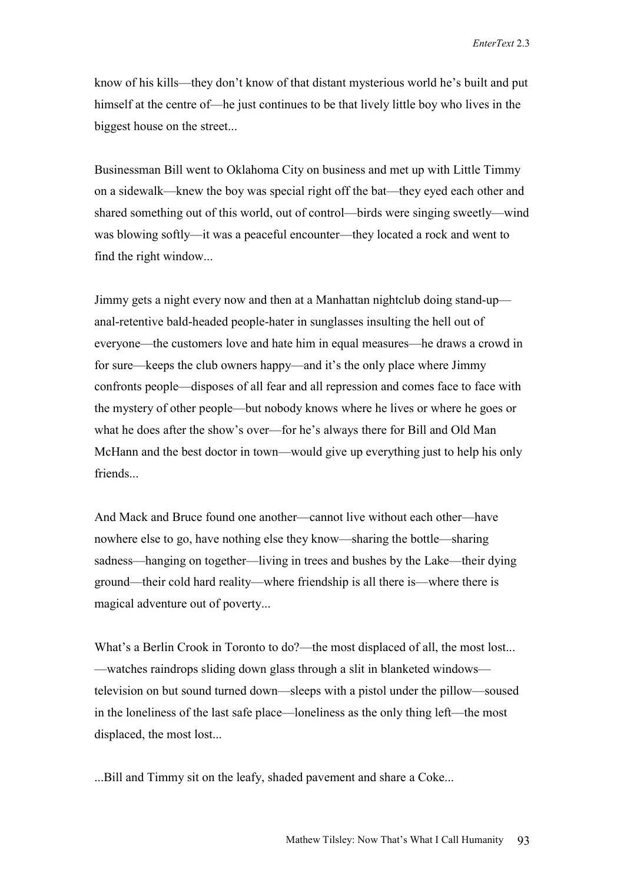know of his kills—they don't know of that distant mysterious world he's built and put himself at the centre of—he just continues to be that lively little boy who lives in the biggest house on the street...

Businessman Bill went to Oklahoma City on business and met up with Little Timmy on a sidewalk—knew the boy was special right off the bat—they eyed each other and shared something out of this world, out of control—birds were singing sweetly—wind was blowing softly—it was a peaceful encounter—they located a rock and went to find the right window...

Jimmy gets a night every now and then at a Manhattan nightclub doing stand-up—anal-retentive bald-headed people-hater in sunglasses insulting the hell out of everyone—the customers love and hate him in equal measures—he draws a crowd in for sure—keeps the club owners happy—and it's the only place where Jimmy confronts people—disposes of all fear and all repression and comes face to face with the mystery of other people—but nobody knows where he lives or where he goes or what he does after the show's over—for he's always there for Bill and Old Man McHann and the best doctor in town—would give up everything just to help his only friends...

And Mack and Bruce found one another—cannot live without each other—have nowhere else to go, have nothing else they know—sharing the bottle—sharing sadness—hanging on together—living in trees and bushes by the Lake—their dying ground—their cold hard reality—where friendship is all there is—where there is magical adventure out of poverty...

What's a Berlin Crook in Toronto to do?—the most displaced of all, the most lost... —watches raindrops sliding down glass through a slit in blanketed windows—television on but sound turned down—sleeps with a pistol under the pillow—soused in the loneliness of the last safe place—loneliness as the only thing left—the most displaced, the most lost...

...Bill and Timmy sit on the leafy, shaded pavement and share a Coke...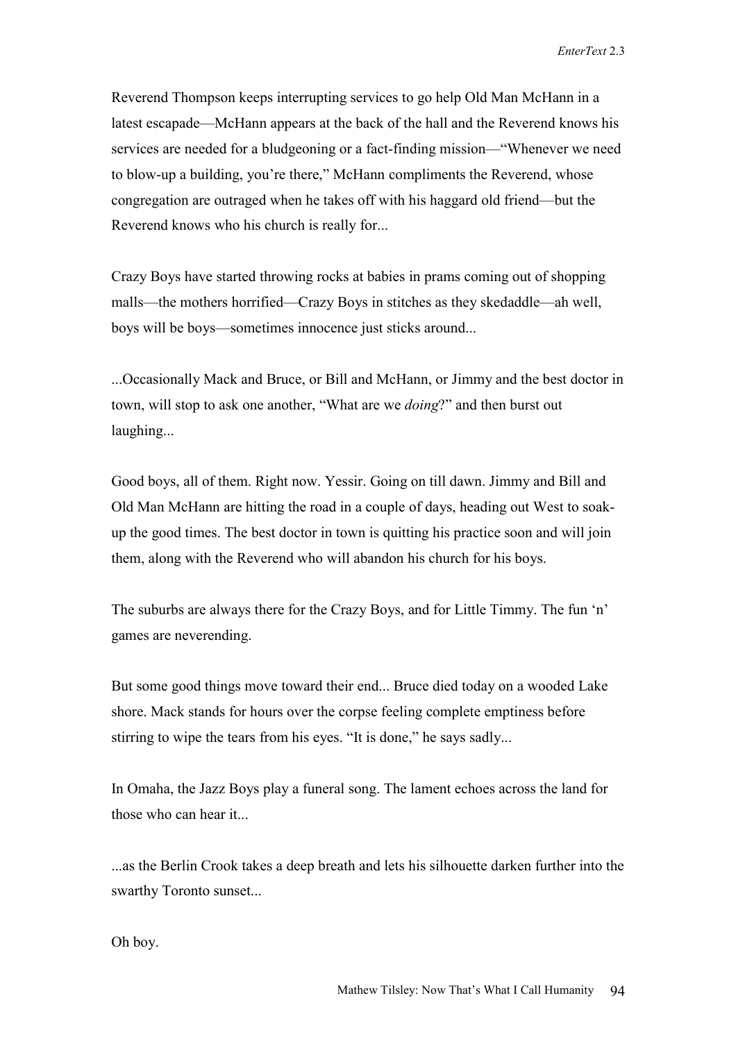Reverend Thompson keeps interrupting services to go help Old Man McHann in a latest escapade—McHann appears at the back of the hall and the Reverend knows his services are needed for a bludgeoning or a fact-finding mission—"Whenever we need to blow-up a building, you're there," McHann compliments the Reverend, whose congregation are outraged when he takes off with his haggard old friend—but the Reverend knows who his church is really for...

Crazy Boys have started throwing rocks at babies in prams coming out of shopping malls—the mothers horrified—Crazy Boys in stitches as they skedaddle—ah well, boys will be boys—sometimes innocence just sticks around...

...Occasionally Mack and Bruce, or Bill and McHann, or Jimmy and the best doctor in town, will stop to ask one another, "What are we *doing*?" and then burst out laughing...

Good boys, all of them. Right now. Yessir. Going on till dawn. Jimmy and Bill and Old Man McHann are hitting the road in a couple of days, heading out West to soak-up the good times. The best doctor in town is quitting his practice soon and will join them, along with the Reverend who will abandon his church for his boys.

The suburbs are always there for the Crazy Boys, and for Little Timmy. The fun 'n' games are neverending.

But some good things move toward their end... Bruce died today on a wooded Lake shore. Mack stands for hours over the corpse feeling complete emptiness before stirring to wipe the tears from his eyes. "It is done," he says sadly...

In Omaha, the Jazz Boys play a funeral song. The lament echoes across the land for those who can hear it...

...as the Berlin Crook takes a deep breath and lets his silhouette darken further into the swarthy Toronto sunset...

Oh boy.